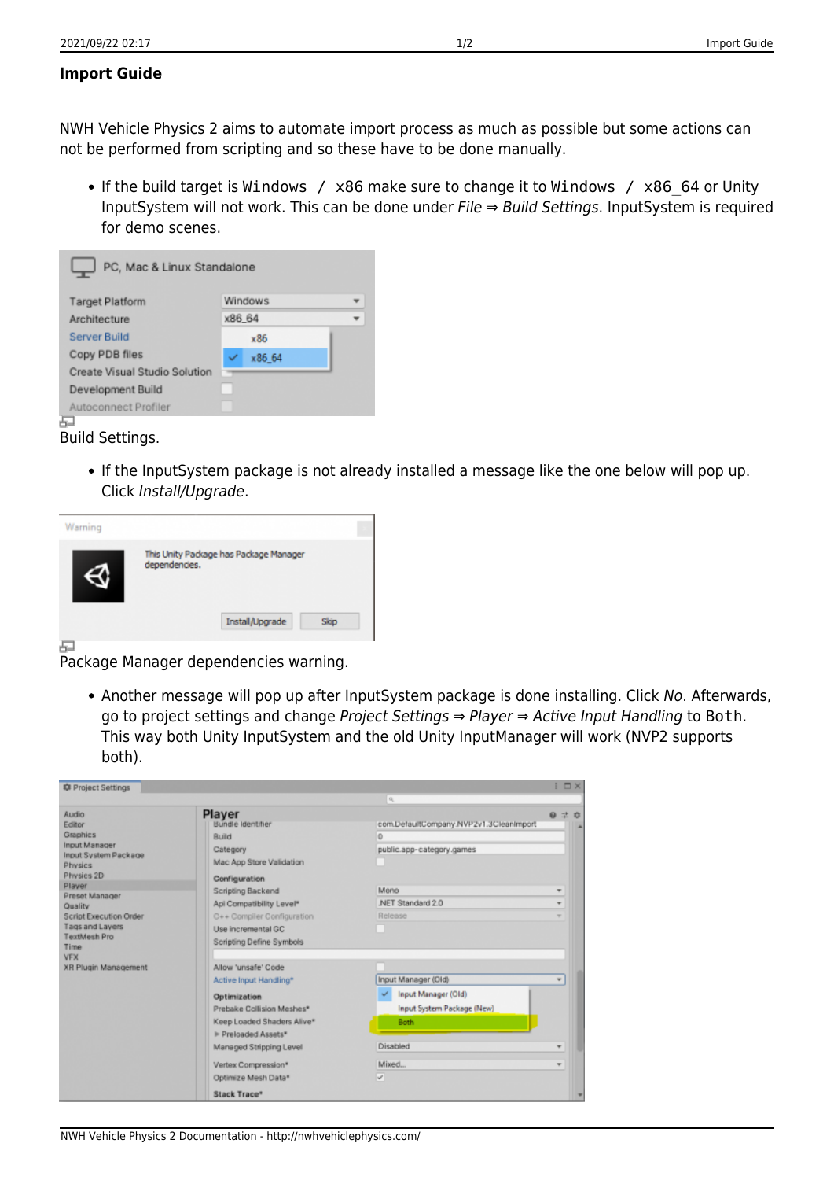# Import Guide

NWH Vehicle Physics 2 aims to automate import process as much as possible but some actions can not be performed from scripting and so these have to be done manually.

- If the build target is `Windows / x86` make sure to change it to `Windows / x86_64` or Unity InputSystem will not work. This can be done under *File* ⇒ *Build Settings*. InputSystem is required for demo scenes.

Build Settings.

- If the InputSystem package is not already installed a message like the one below will pop up. Click *Install/Upgrade*.

Package Manager dependencies warning.

- Another message will pop up after InputSystem package is done installing. Click *No*. Afterwards, go to project settings and change *Project Settings* ⇒ *Player* ⇒ *Active Input Handling* to `Both`. This way both Unity InputSystem and the old Unity InputManager will work (NVP2 supports both).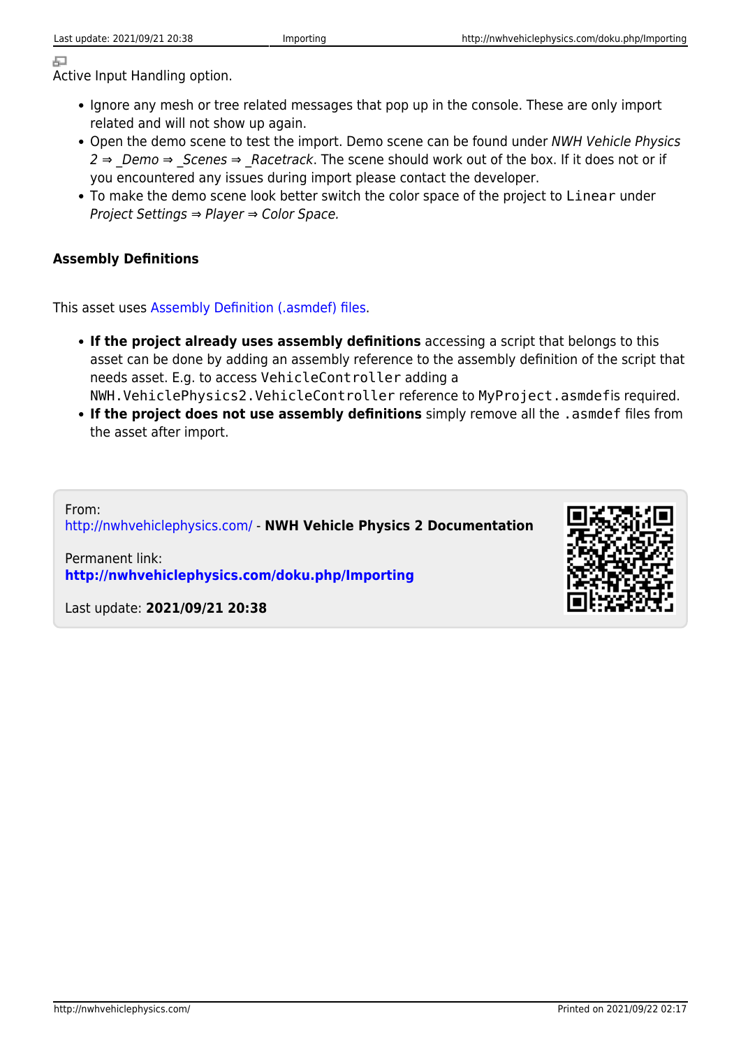Active Input Handling option.

- Ignore any mesh or tree related messages that pop up in the console. These are only import related and will not show up again.
- Open the demo scene to test the import. Demo scene can be found under *NWH Vehicle Physics 2 ⇒ _Demo ⇒ _Scenes ⇒ _Racetrack*. The scene should work out of the box. If it does not or if you encountered any issues during import please contact the developer.
- To make the demo scene look better switch the color space of the project to `Linear` under *Project Settings ⇒ Player ⇒ Color Space.*

#### Assembly Definitions

This asset uses Assembly Definition (.asmdef) files.

- **If the project already uses assembly definitions** accessing a script that belongs to this asset can be done by adding an assembly reference to the assembly definition of the script that needs asset. E.g. to access `VehicleController` adding a `NWH.VehiclePhysics2.VehicleController` reference to `MyProject.asmdef`is required.
- **If the project does not use assembly definitions** simply remove all the `.asmdef` files from the asset after import.

From:
http://nwhvehiclephysics.com/ - **NWH Vehicle Physics 2 Documentation**

Permanent link:
**http://nwhvehiclephysics.com/doku.php/Importing**

Last update: **2021/09/21 20:38**